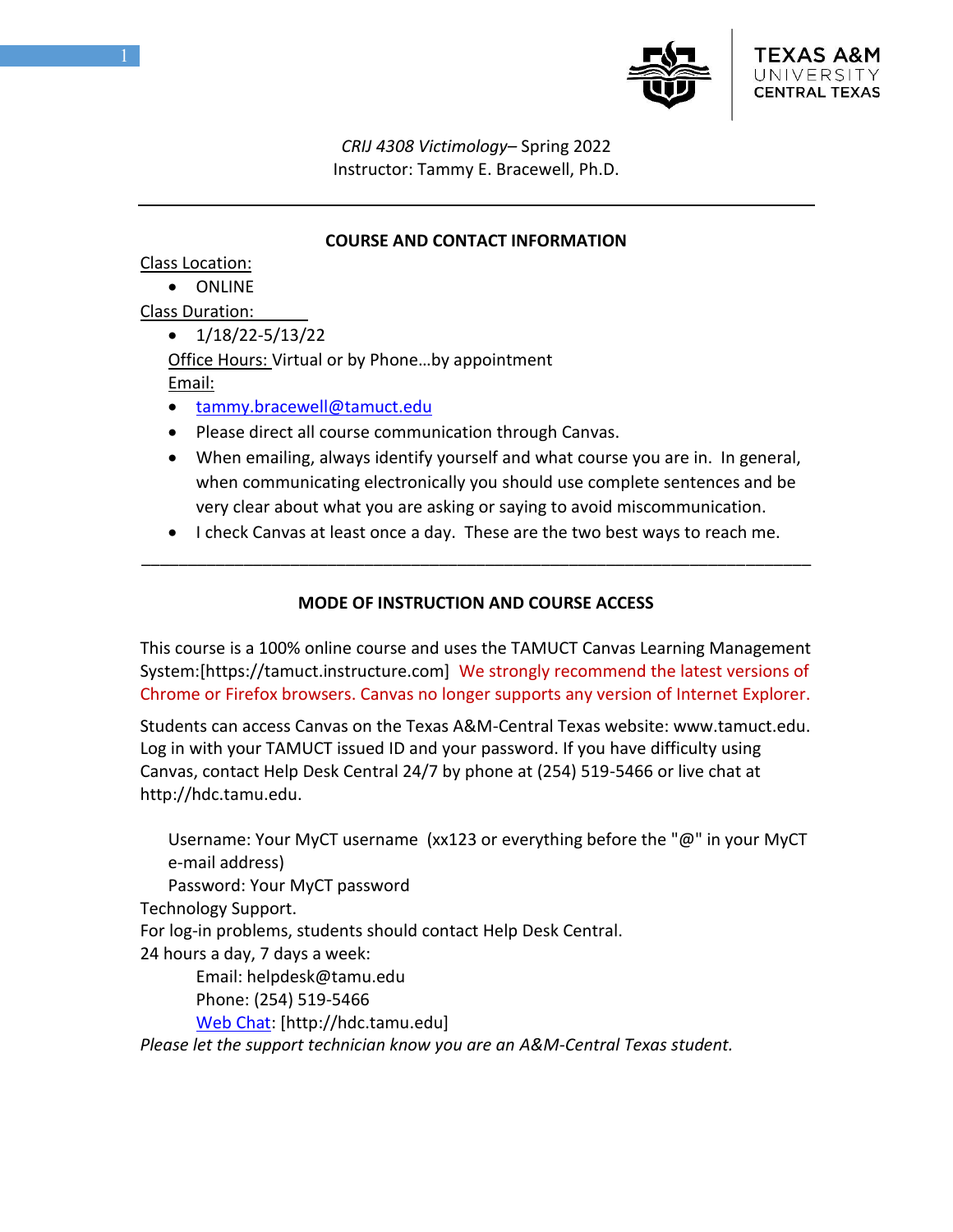*CRIJ 4308 Victimology*– Spring 2022
Instructor: Tammy E. Bracewell, Ph.D.

---

## COURSE AND CONTACT INFORMATION

Class Location:

- ONLINE

Class Duration:

- 1/18/22-5/13/22

Office Hours: Virtual or by Phone…by appointment

Email:

- tammy.bracewell@tamuct.edu
- Please direct all course communication through Canvas.
- When emailing, always identify yourself and what course you are in. In general, when communicating electronically you should use complete sentences and be very clear about what you are asking or saying to avoid miscommunication.
- I check Canvas at least once a day. These are the two best ways to reach me.

---

## MODE OF INSTRUCTION AND COURSE ACCESS

This course is a 100% online course and uses the TAMUCT Canvas Learning Management System:[https://tamuct.instructure.com] We strongly recommend the latest versions of Chrome or Firefox browsers. Canvas no longer supports any version of Internet Explorer.

Students can access Canvas on the Texas A&M-Central Texas website: www.tamuct.edu. Log in with your TAMUCT issued ID and your password. If you have difficulty using Canvas, contact Help Desk Central 24/7 by phone at (254) 519-5466 or live chat at http://hdc.tamu.edu.

Username: Your MyCT username (xx123 or everything before the "@" in your MyCT e-mail address)
Password: Your MyCT password

Technology Support.
For log-in problems, students should contact Help Desk Central.
24 hours a day, 7 days a week:

Email: helpdesk@tamu.edu
Phone: (254) 519-5466
Web Chat: [http://hdc.tamu.edu]

*Please let the support technician know you are an A&M-Central Texas student.*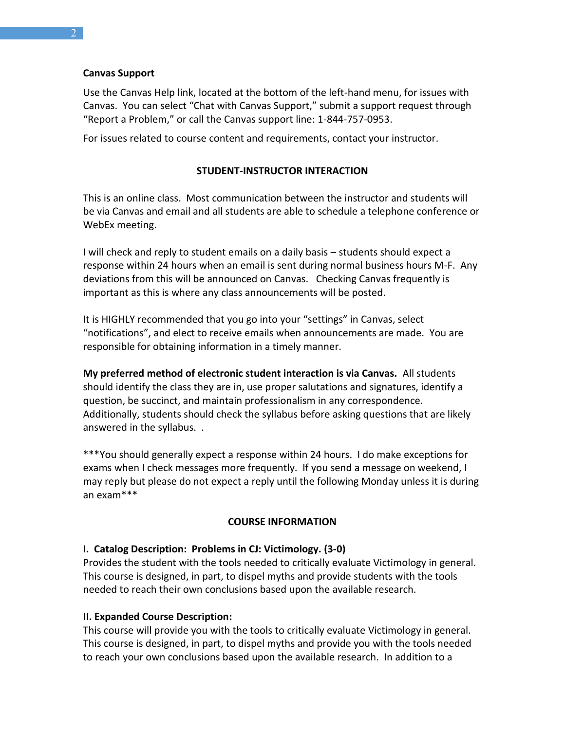**Canvas Support**

Use the Canvas Help link, located at the bottom of the left-hand menu, for issues with Canvas. You can select "Chat with Canvas Support," submit a support request through "Report a Problem," or call the Canvas support line: 1-844-757-0953.

For issues related to course content and requirements, contact your instructor.

## STUDENT-INSTRUCTOR INTERACTION

This is an online class. Most communication between the instructor and students will be via Canvas and email and all students are able to schedule a telephone conference or WebEx meeting.

I will check and reply to student emails on a daily basis – students should expect a response within 24 hours when an email is sent during normal business hours M-F. Any deviations from this will be announced on Canvas. Checking Canvas frequently is important as this is where any class announcements will be posted.

It is HIGHLY recommended that you go into your "settings" in Canvas, select "notifications", and elect to receive emails when announcements are made. You are responsible for obtaining information in a timely manner.

**My preferred method of electronic student interaction is via Canvas.** All students should identify the class they are in, use proper salutations and signatures, identify a question, be succinct, and maintain professionalism in any correspondence. Additionally, students should check the syllabus before asking questions that are likely answered in the syllabus. .

***You should generally expect a response within 24 hours. I do make exceptions for exams when I check messages more frequently. If you send a message on weekend, I may reply but please do not expect a reply until the following Monday unless it is during an exam***

## COURSE INFORMATION

**I. Catalog Description: Problems in CJ: Victimology. (3-0)**

Provides the student with the tools needed to critically evaluate Victimology in general. This course is designed, in part, to dispel myths and provide students with the tools needed to reach their own conclusions based upon the available research.

**II. Expanded Course Description:**

This course will provide you with the tools to critically evaluate Victimology in general. This course is designed, in part, to dispel myths and provide you with the tools needed to reach your own conclusions based upon the available research. In addition to a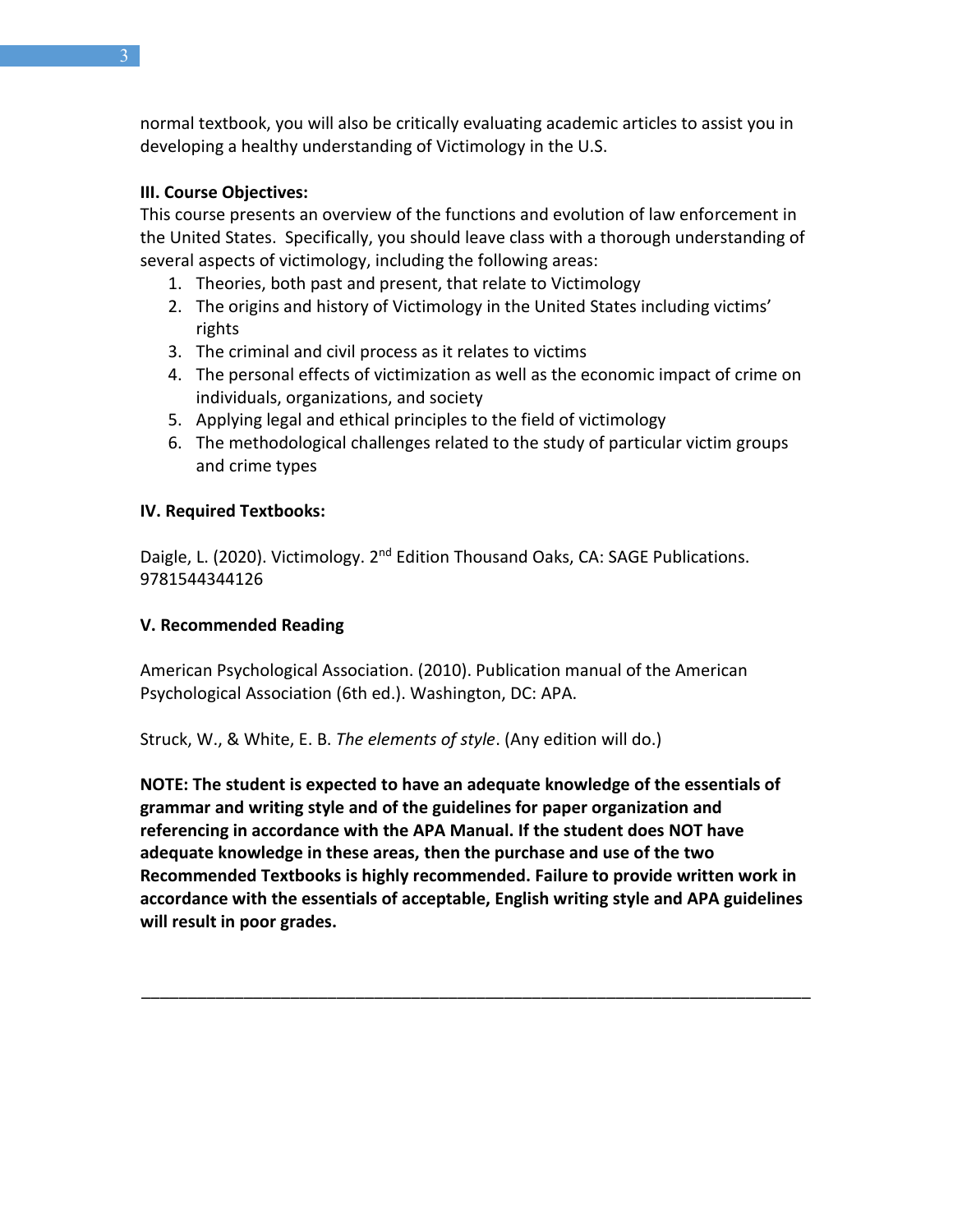normal textbook, you will also be critically evaluating academic articles to assist you in developing a healthy understanding of Victimology in the U.S.

**III. Course Objectives:**

This course presents an overview of the functions and evolution of law enforcement in the United States. Specifically, you should leave class with a thorough understanding of several aspects of victimology, including the following areas:

1. Theories, both past and present, that relate to Victimology
2. The origins and history of Victimology in the United States including victims' rights
3. The criminal and civil process as it relates to victims
4. The personal effects of victimization as well as the economic impact of crime on individuals, organizations, and society
5. Applying legal and ethical principles to the field of victimology
6. The methodological challenges related to the study of particular victim groups and crime types

**IV. Required Textbooks:**

Daigle, L. (2020). Victimology. 2nd Edition Thousand Oaks, CA: SAGE Publications. 9781544344126

**V. Recommended Reading**

American Psychological Association. (2010). Publication manual of the American Psychological Association (6th ed.). Washington, DC: APA.

Struck, W., & White, E. B. *The elements of style*. (Any edition will do.)

**NOTE: The student is expected to have an adequate knowledge of the essentials of grammar and writing style and of the guidelines for paper organization and referencing in accordance with the APA Manual. If the student does NOT have adequate knowledge in these areas, then the purchase and use of the two Recommended Textbooks is highly recommended. Failure to provide written work in accordance with the essentials of acceptable, English writing style and APA guidelines will result in poor grades.**

---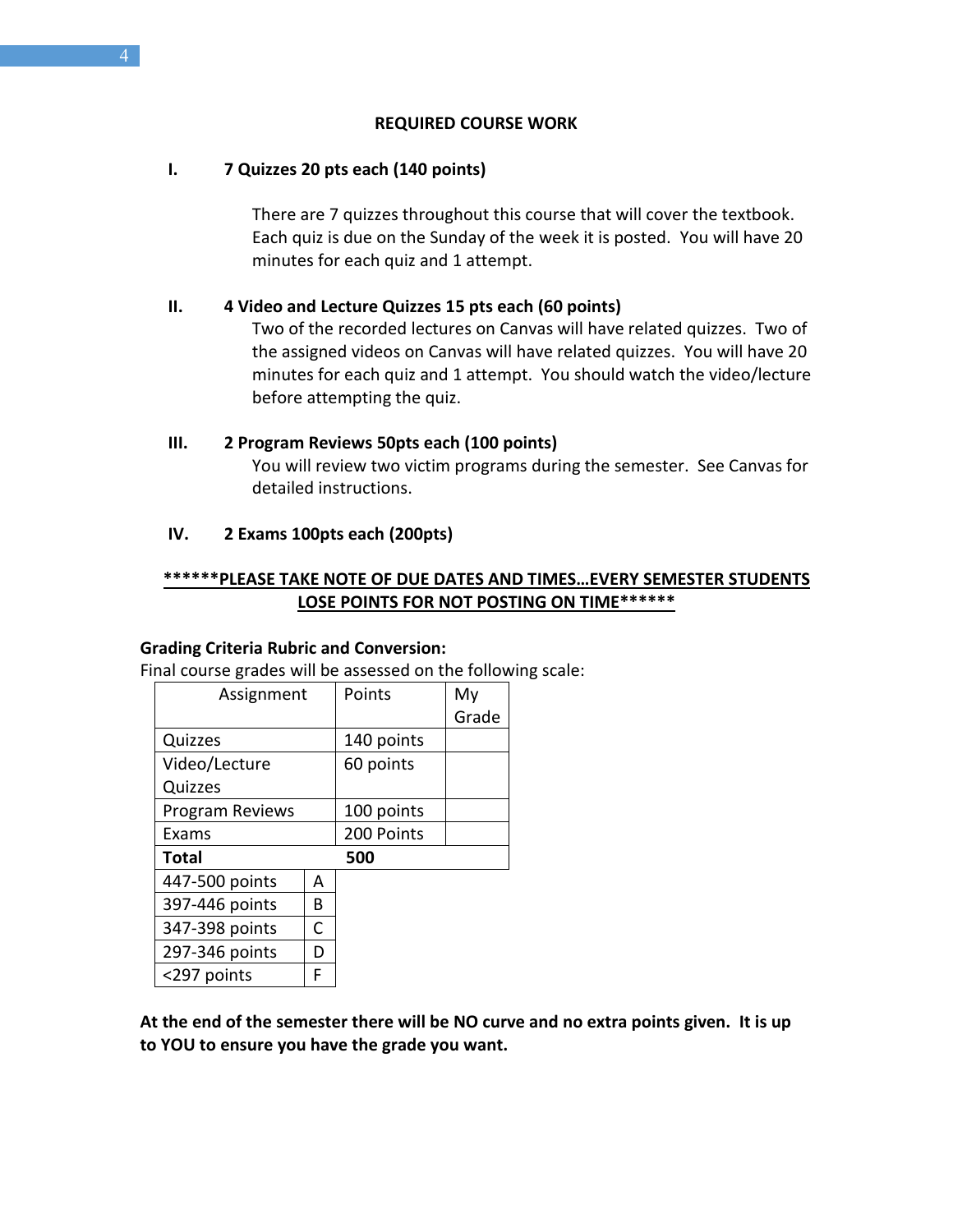## REQUIRED COURSE WORK

**I. 7 Quizzes 20 pts each (140 points)**

There are 7 quizzes throughout this course that will cover the textbook. Each quiz is due on the Sunday of the week it is posted. You will have 20 minutes for each quiz and 1 attempt.

**II. 4 Video and Lecture Quizzes 15 pts each (60 points)**

Two of the recorded lectures on Canvas will have related quizzes. Two of the assigned videos on Canvas will have related quizzes. You will have 20 minutes for each quiz and 1 attempt. You should watch the video/lecture before attempting the quiz.

**III. 2 Program Reviews 50pts each (100 points)**

You will review two victim programs during the semester. See Canvas for detailed instructions.

**IV. 2 Exams 100pts each (200pts)**

**<u>******PLEASE TAKE NOTE OF DUE DATES AND TIMES…EVERY SEMESTER STUDENTS LOSE POINTS FOR NOT POSTING ON TIME******</u>**

**Grading Criteria Rubric and Conversion:**

Final course grades will be assessed on the following scale:

| Assignment | Points | My Grade |
|---|---|---|
| Quizzes | 140 points | |
| Video/Lecture Quizzes | 60 points | |
| Program Reviews | 100 points | |
| Exams | 200 Points | |
| **Total** | **500** | |

| Points | Grade |
|---|---|
| 447-500 points | A |
| 397-446 points | B |
| 347-398 points | C |
| 297-346 points | D |
| <297 points | F |

**At the end of the semester there will be NO curve and no extra points given. It is up to YOU to ensure you have the grade you want.**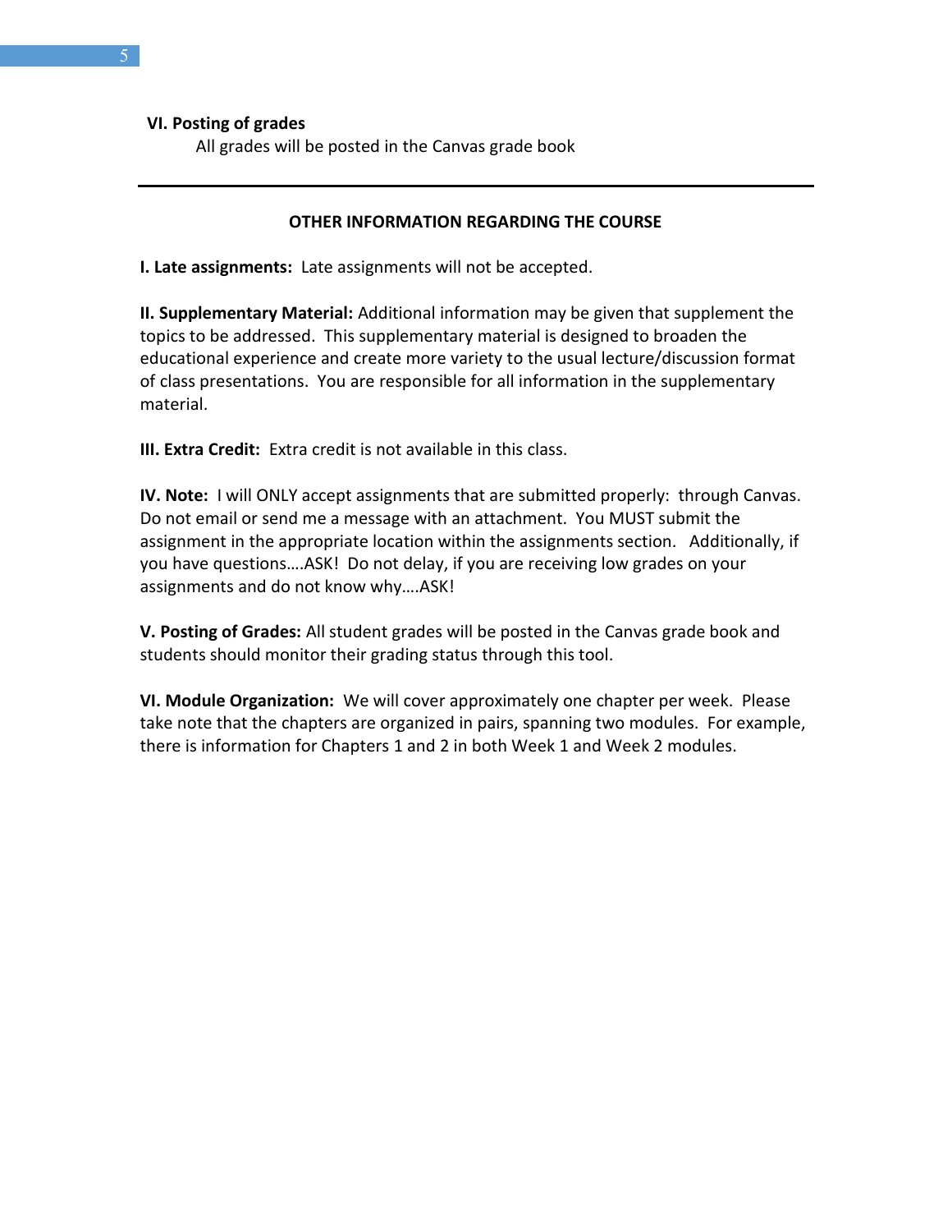**VI. Posting of grades**

All grades will be posted in the Canvas grade book

---

**OTHER INFORMATION REGARDING THE COURSE**

**I. Late assignments:** Late assignments will not be accepted.

**II. Supplementary Material:** Additional information may be given that supplement the topics to be addressed. This supplementary material is designed to broaden the educational experience and create more variety to the usual lecture/discussion format of class presentations. You are responsible for all information in the supplementary material.

**III. Extra Credit:** Extra credit is not available in this class.

**IV. Note:** I will ONLY accept assignments that are submitted properly: through Canvas. Do not email or send me a message with an attachment. You MUST submit the assignment in the appropriate location within the assignments section. Additionally, if you have questions….ASK! Do not delay, if you are receiving low grades on your assignments and do not know why….ASK!

**V. Posting of Grades:** All student grades will be posted in the Canvas grade book and students should monitor their grading status through this tool.

**VI. Module Organization:** We will cover approximately one chapter per week. Please take note that the chapters are organized in pairs, spanning two modules. For example, there is information for Chapters 1 and 2 in both Week 1 and Week 2 modules.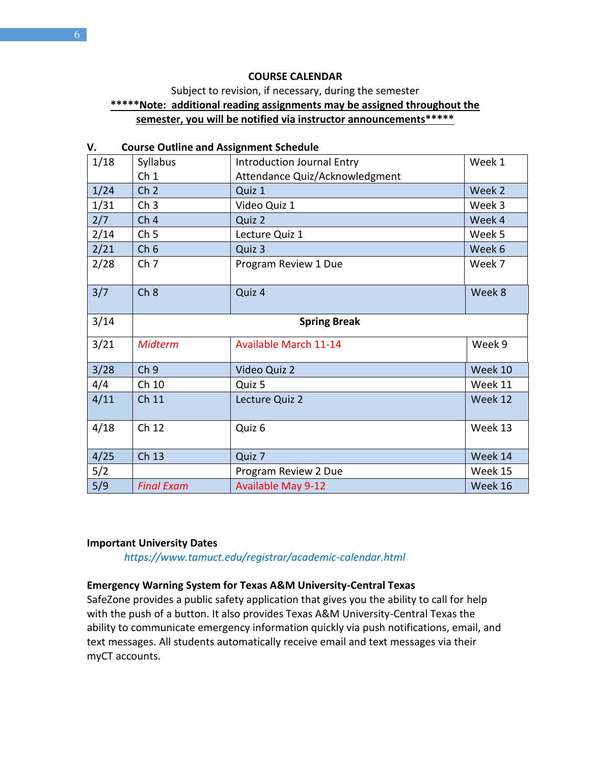**COURSE CALENDAR**

Subject to revision, if necessary, during the semester

**\*\*\*\*\*Note: additional reading assignments may be assigned throughout the semester, you will be notified via instructor announcements\*\*\*\*\***

**V. Course Outline and Assignment Schedule**

| | | | |
|---|---|---|---|
| 1/18 | Syllabus<br>Ch 1 | Introduction Journal Entry<br>Attendance Quiz/Acknowledgment | Week 1 |
| 1/24 | Ch 2 | Quiz 1 | Week 2 |
| 1/31 | Ch 3 | Video Quiz 1 | Week 3 |
| 2/7 | Ch 4 | Quiz 2 | Week 4 |
| 2/14 | Ch 5 | Lecture Quiz 1 | Week 5 |
| 2/21 | Ch 6 | Quiz 3 | Week 6 |
| 2/28 | Ch 7 | Program Review 1 Due | Week 7 |
| 3/7 | Ch 8 | Quiz 4 | Week 8 |
| 3/14 | **Spring Break** | | |
| 3/21 | *Midterm* | Available March 11-14 | Week 9 |
| 3/28 | Ch 9 | Video Quiz 2 | Week 10 |
| 4/4 | Ch 10 | Quiz 5 | Week 11 |
| 4/11 | Ch 11 | Lecture Quiz 2 | Week 12 |
| 4/18 | Ch 12 | Quiz 6 | Week 13 |
| 4/25 | Ch 13 | Quiz 7 | Week 14 |
| 5/2 | | Program Review 2 Due | Week 15 |
| 5/9 | *Final Exam* | Available May 9-12 | Week 16 |

**Important University Dates**

*https://www.tamuct.edu/registrar/academic-calendar.html*

**Emergency Warning System for Texas A&M University-Central Texas**

SafeZone provides a public safety application that gives you the ability to call for help with the push of a button. It also provides Texas A&M University-Central Texas the ability to communicate emergency information quickly via push notifications, email, and text messages. All students automatically receive email and text messages via their myCT accounts.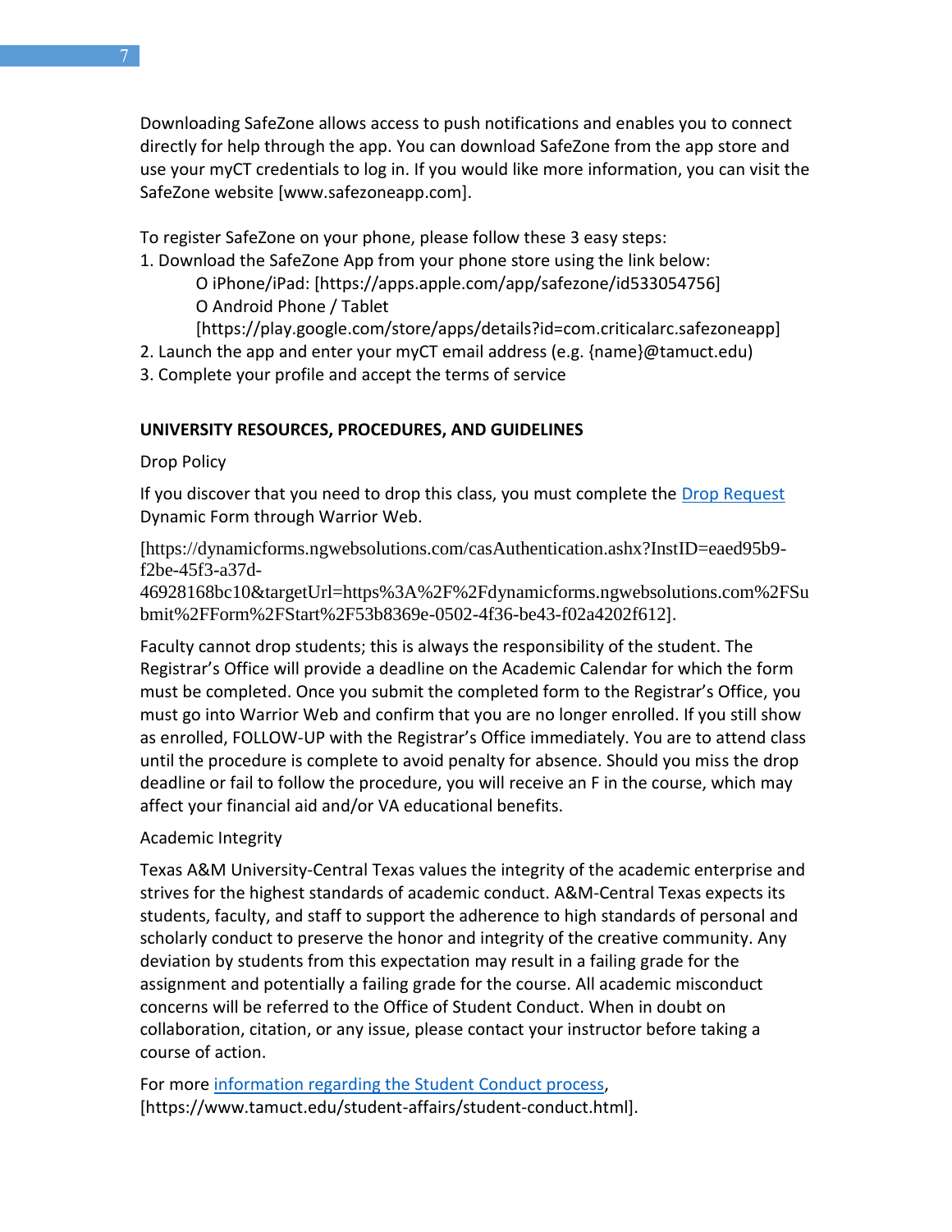Downloading SafeZone allows access to push notifications and enables you to connect directly for help through the app. You can download SafeZone from the app store and use your myCT credentials to log in. If you would like more information, you can visit the SafeZone website [www.safezoneapp.com].

To register SafeZone on your phone, please follow these 3 easy steps:

1. Download the SafeZone App from your phone store using the link below:
   - O iPhone/iPad: [https://apps.apple.com/app/safezone/id533054756]
   - O Android Phone / Tablet [https://play.google.com/store/apps/details?id=com.criticalarc.safezoneapp]
2. Launch the app and enter your myCT email address (e.g. {name}@tamuct.edu)
3. Complete your profile and accept the terms of service

## UNIVERSITY RESOURCES, PROCEDURES, AND GUIDELINES

### Drop Policy

If you discover that you need to drop this class, you must complete the Drop Request Dynamic Form through Warrior Web.

[https://dynamicforms.ngwebsolutions.com/casAuthentication.ashx?InstID=eaed95b9-f2be-45f3-a37d-46928168bc10&targetUrl=https%3A%2F%2Fdynamicforms.ngwebsolutions.com%2FSubmit%2FForm%2FStart%2F53b8369e-0502-4f36-be43-f02a4202f612].

Faculty cannot drop students; this is always the responsibility of the student. The Registrar's Office will provide a deadline on the Academic Calendar for which the form must be completed. Once you submit the completed form to the Registrar's Office, you must go into Warrior Web and confirm that you are no longer enrolled. If you still show as enrolled, FOLLOW-UP with the Registrar's Office immediately. You are to attend class until the procedure is complete to avoid penalty for absence. Should you miss the drop deadline or fail to follow the procedure, you will receive an F in the course, which may affect your financial aid and/or VA educational benefits.

### Academic Integrity

Texas A&M University-Central Texas values the integrity of the academic enterprise and strives for the highest standards of academic conduct. A&M-Central Texas expects its students, faculty, and staff to support the adherence to high standards of personal and scholarly conduct to preserve the honor and integrity of the creative community. Any deviation by students from this expectation may result in a failing grade for the assignment and potentially a failing grade for the course. All academic misconduct concerns will be referred to the Office of Student Conduct. When in doubt on collaboration, citation, or any issue, please contact your instructor before taking a course of action.

For more information regarding the Student Conduct process, [https://www.tamuct.edu/student-affairs/student-conduct.html].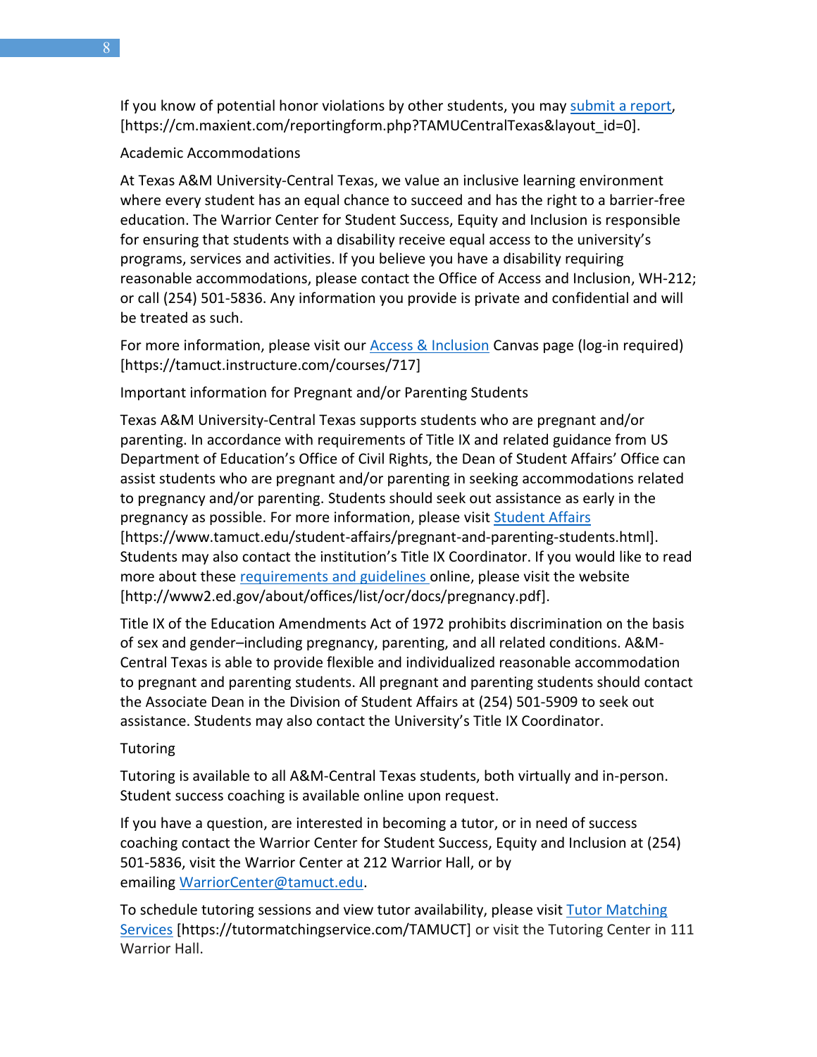If you know of potential honor violations by other students, you may [submit a report](https://cm.maxient.com/reportingform.php?TAMUCentralTexas&layout_id=0), [https://cm.maxient.com/reportingform.php?TAMUCentralTexas&layout_id=0].

## Academic Accommodations

At Texas A&M University-Central Texas, we value an inclusive learning environment where every student has an equal chance to succeed and has the right to a barrier-free education. The Warrior Center for Student Success, Equity and Inclusion is responsible for ensuring that students with a disability receive equal access to the university's programs, services and activities. If you believe you have a disability requiring reasonable accommodations, please contact the Office of Access and Inclusion, WH-212; or call (254) 501-5836. Any information you provide is private and confidential and will be treated as such.

For more information, please visit our [Access & Inclusion](https://tamuct.instructure.com/courses/717) Canvas page (log-in required) [https://tamuct.instructure.com/courses/717]

## Important information for Pregnant and/or Parenting Students

Texas A&M University-Central Texas supports students who are pregnant and/or parenting. In accordance with requirements of Title IX and related guidance from US Department of Education's Office of Civil Rights, the Dean of Student Affairs' Office can assist students who are pregnant and/or parenting in seeking accommodations related to pregnancy and/or parenting. Students should seek out assistance as early in the pregnancy as possible. For more information, please visit [Student Affairs](https://www.tamuct.edu/student-affairs/pregnant-and-parenting-students.html) [https://www.tamuct.edu/student-affairs/pregnant-and-parenting-students.html]. Students may also contact the institution's Title IX Coordinator. If you would like to read more about these [requirements and guidelines](http://www2.ed.gov/about/offices/list/ocr/docs/pregnancy.pdf) online, please visit the website [http://www2.ed.gov/about/offices/list/ocr/docs/pregnancy.pdf].

Title IX of the Education Amendments Act of 1972 prohibits discrimination on the basis of sex and gender–including pregnancy, parenting, and all related conditions. A&M-Central Texas is able to provide flexible and individualized reasonable accommodation to pregnant and parenting students. All pregnant and parenting students should contact the Associate Dean in the Division of Student Affairs at (254) 501-5909 to seek out assistance. Students may also contact the University's Title IX Coordinator.

## Tutoring

Tutoring is available to all A&M-Central Texas students, both virtually and in-person. Student success coaching is available online upon request.

If you have a question, are interested in becoming a tutor, or in need of success coaching contact the Warrior Center for Student Success, Equity and Inclusion at (254) 501-5836, visit the Warrior Center at 212 Warrior Hall, or by emailing [WarriorCenter@tamuct.edu](mailto:WarriorCenter@tamuct.edu).

To schedule tutoring sessions and view tutor availability, please visit [Tutor Matching Services](https://tutormatchingservice.com/TAMUCT) [https://tutormatchingservice.com/TAMUCT] or visit the Tutoring Center in 111 Warrior Hall.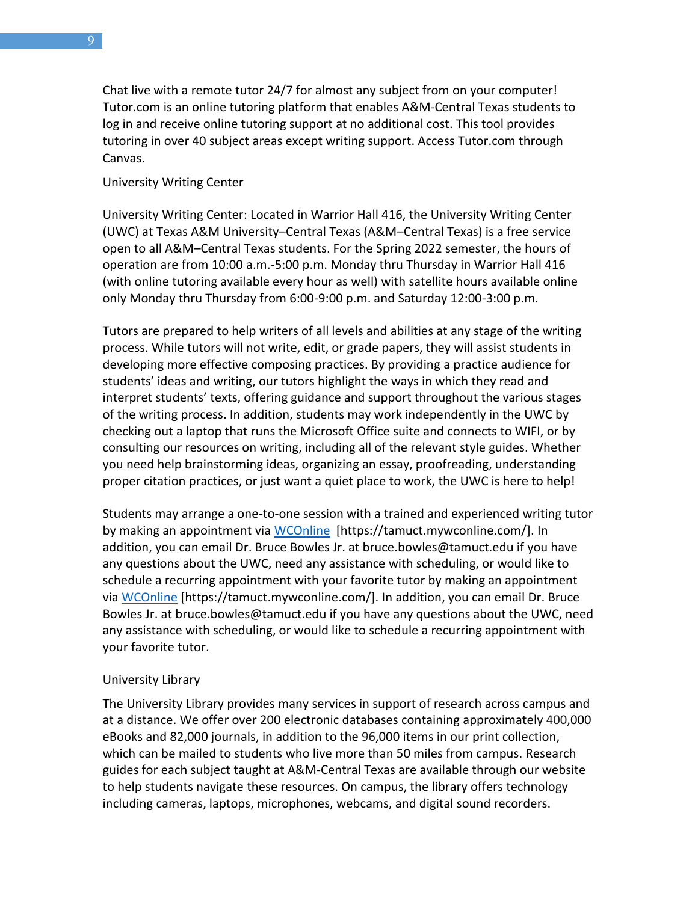Chat live with a remote tutor 24/7 for almost any subject from on your computer! Tutor.com is an online tutoring platform that enables A&M-Central Texas students to log in and receive online tutoring support at no additional cost. This tool provides tutoring in over 40 subject areas except writing support. Access Tutor.com through Canvas.

University Writing Center

University Writing Center: Located in Warrior Hall 416, the University Writing Center (UWC) at Texas A&M University–Central Texas (A&M–Central Texas) is a free service open to all A&M–Central Texas students. For the Spring 2022 semester, the hours of operation are from 10:00 a.m.-5:00 p.m. Monday thru Thursday in Warrior Hall 416 (with online tutoring available every hour as well) with satellite hours available online only Monday thru Thursday from 6:00-9:00 p.m. and Saturday 12:00-3:00 p.m.

Tutors are prepared to help writers of all levels and abilities at any stage of the writing process. While tutors will not write, edit, or grade papers, they will assist students in developing more effective composing practices. By providing a practice audience for students' ideas and writing, our tutors highlight the ways in which they read and interpret students' texts, offering guidance and support throughout the various stages of the writing process. In addition, students may work independently in the UWC by checking out a laptop that runs the Microsoft Office suite and connects to WIFI, or by consulting our resources on writing, including all of the relevant style guides. Whether you need help brainstorming ideas, organizing an essay, proofreading, understanding proper citation practices, or just want a quiet place to work, the UWC is here to help!

Students may arrange a one-to-one session with a trained and experienced writing tutor by making an appointment via [WCOnline](https://tamuct.mywconline.com/) [https://tamuct.mywconline.com/]. In addition, you can email Dr. Bruce Bowles Jr. at bruce.bowles@tamuct.edu if you have any questions about the UWC, need any assistance with scheduling, or would like to schedule a recurring appointment with your favorite tutor by making an appointment via [WCOnline](https://tamuct.mywconline.com/) [https://tamuct.mywconline.com/]. In addition, you can email Dr. Bruce Bowles Jr. at bruce.bowles@tamuct.edu if you have any questions about the UWC, need any assistance with scheduling, or would like to schedule a recurring appointment with your favorite tutor.

University Library

The University Library provides many services in support of research across campus and at a distance. We offer over 200 electronic databases containing approximately 400,000 eBooks and 82,000 journals, in addition to the 96,000 items in our print collection, which can be mailed to students who live more than 50 miles from campus. Research guides for each subject taught at A&M-Central Texas are available through our website to help students navigate these resources. On campus, the library offers technology including cameras, laptops, microphones, webcams, and digital sound recorders.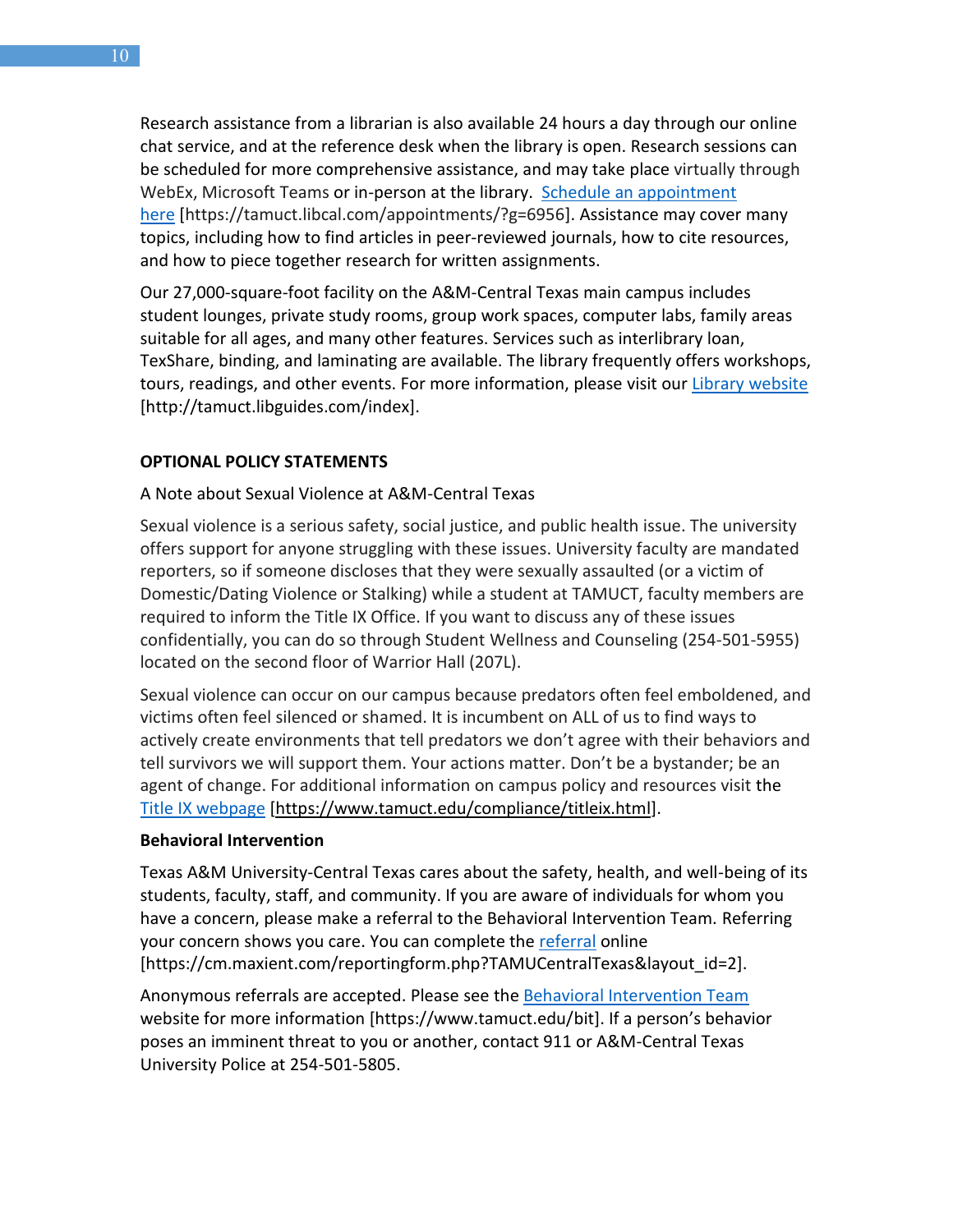Research assistance from a librarian is also available 24 hours a day through our online chat service, and at the reference desk when the library is open. Research sessions can be scheduled for more comprehensive assistance, and may take place virtually through WebEx, Microsoft Teams or in-person at the library. Schedule an appointment here [https://tamuct.libcal.com/appointments/?g=6956]. Assistance may cover many topics, including how to find articles in peer-reviewed journals, how to cite resources, and how to piece together research for written assignments.

Our 27,000-square-foot facility on the A&M-Central Texas main campus includes student lounges, private study rooms, group work spaces, computer labs, family areas suitable for all ages, and many other features. Services such as interlibrary loan, TexShare, binding, and laminating are available. The library frequently offers workshops, tours, readings, and other events. For more information, please visit our Library website [http://tamuct.libguides.com/index].

**OPTIONAL POLICY STATEMENTS**

A Note about Sexual Violence at A&M-Central Texas

Sexual violence is a serious safety, social justice, and public health issue. The university offers support for anyone struggling with these issues. University faculty are mandated reporters, so if someone discloses that they were sexually assaulted (or a victim of Domestic/Dating Violence or Stalking) while a student at TAMUCT, faculty members are required to inform the Title IX Office. If you want to discuss any of these issues confidentially, you can do so through Student Wellness and Counseling (254-501-5955) located on the second floor of Warrior Hall (207L).

Sexual violence can occur on our campus because predators often feel emboldened, and victims often feel silenced or shamed. It is incumbent on ALL of us to find ways to actively create environments that tell predators we don't agree with their behaviors and tell survivors we will support them. Your actions matter. Don't be a bystander; be an agent of change. For additional information on campus policy and resources visit the Title IX webpage [https://www.tamuct.edu/compliance/titleix.html].

**Behavioral Intervention**

Texas A&M University-Central Texas cares about the safety, health, and well-being of its students, faculty, staff, and community. If you are aware of individuals for whom you have a concern, please make a referral to the Behavioral Intervention Team. Referring your concern shows you care. You can complete the referral online [https://cm.maxient.com/reportingform.php?TAMUCentralTexas&layout_id=2].

Anonymous referrals are accepted. Please see the Behavioral Intervention Team website for more information [https://www.tamuct.edu/bit]. If a person's behavior poses an imminent threat to you or another, contact 911 or A&M-Central Texas University Police at 254-501-5805.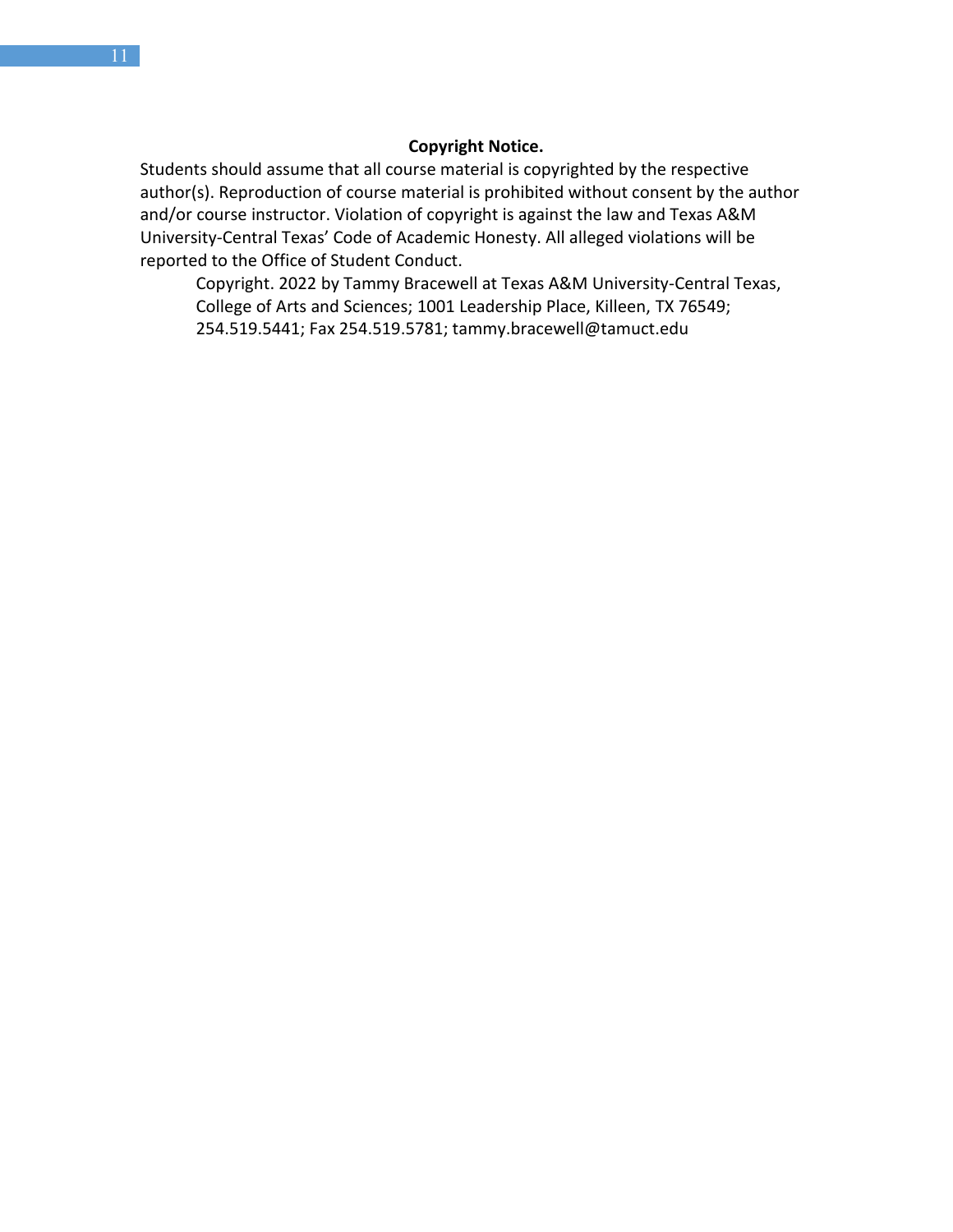**Copyright Notice.**

Students should assume that all course material is copyrighted by the respective author(s). Reproduction of course material is prohibited without consent by the author and/or course instructor. Violation of copyright is against the law and Texas A&M University-Central Texas' Code of Academic Honesty. All alleged violations will be reported to the Office of Student Conduct.

> Copyright. 2022 by Tammy Bracewell at Texas A&M University-Central Texas, College of Arts and Sciences; 1001 Leadership Place, Killeen, TX 76549; 254.519.5441; Fax 254.519.5781; tammy.bracewell@tamuct.edu